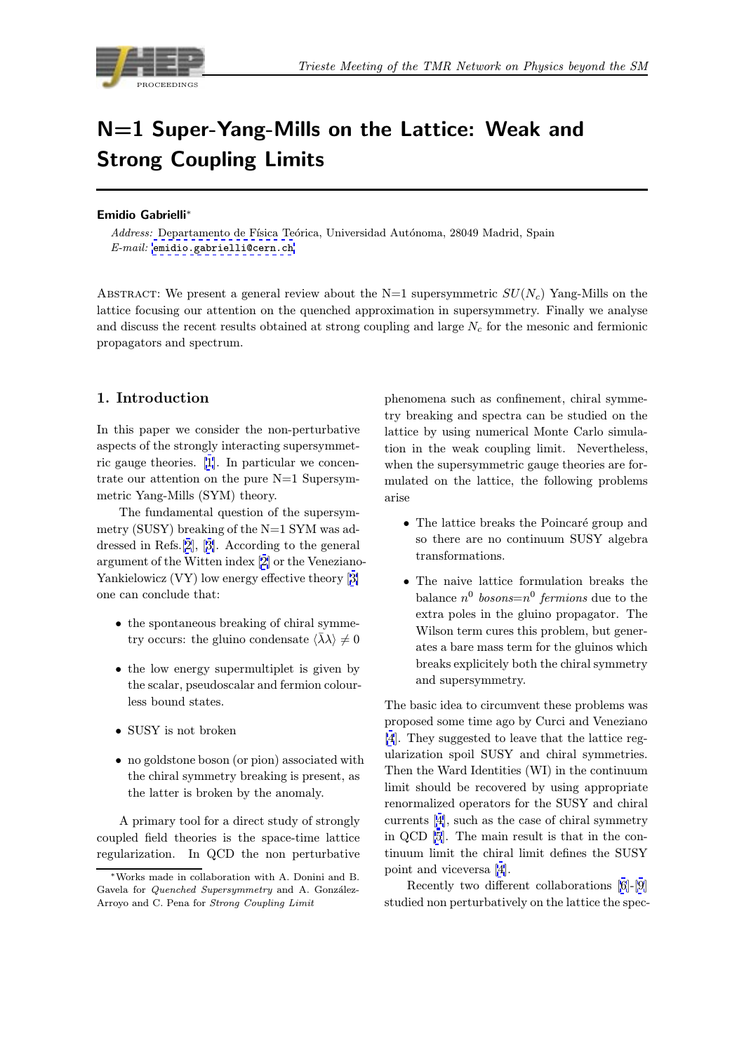// Trieste Meeting of the TMR Network on Physics beyond the SM

# N=1 Super-Yang-Mills on the Lattice: Weak and Strong Coupling Limits

**Emidio Gabrielli***

*Address:* Departamento de Física Teórica, Universidad Autónoma, 28049 Madrid, Spain
*E-mail:* emidio.gabrielli@cern.ch

Abstract: We present a general review about the N=1 supersymmetric $SU(N_c)$ Yang-Mills on the lattice focusing our attention on the quenched approximation in supersymmetry. Finally we analyse and discuss the recent results obtained at strong coupling and large $N_c$ for the mesonic and fermionic propagators and spectrum.

## 1. Introduction

In this paper we consider the non-perturbative aspects of the strongly interacting supersymmetric gauge theories. [1]. In particular we concentrate our attention on the pure N=1 Supersymmetric Yang-Mills (SYM) theory.

The fundamental question of the supersymmetry (SUSY) breaking of the N=1 SYM was addressed in Refs.[2], [3]. According to the general argument of the Witten index [2] or the Veneziano-Yankielowicz (VY) low energy effective theory [3] one can conclude that:

- the spontaneous breaking of chiral symmetry occurs: the gluino condensate $\langle\bar{\lambda}\lambda\rangle \neq 0$
- the low energy supermultiplet is given by the scalar, pseudoscalar and fermion colourless bound states.
- SUSY is not broken
- no goldstone boson (or pion) associated with the chiral symmetry breaking is present, as the latter is broken by the anomaly.

A primary tool for a direct study of strongly coupled field theories is the space-time lattice regularization. In QCD the non perturbative phenomena such as confinement, chiral symmetry breaking and spectra can be studied on the lattice by using numerical Monte Carlo simulation in the weak coupling limit. Nevertheless, when the supersymmetric gauge theories are formulated on the lattice, the following problems arise

- The lattice breaks the Poincaré group and so there are no continuum SUSY algebra transformations.
- The naive lattice formulation breaks the balance $n^0$ *bosons*=$n^0$ *fermions* due to the extra poles in the gluino propagator. The Wilson term cures this problem, but generates a bare mass term for the gluinos which breaks explicitely both the chiral symmetry and supersymmetry.

The basic idea to circumvent these problems was proposed some time ago by Curci and Veneziano [4]. They suggested to leave that the lattice regularization spoil SUSY and chiral symmetries. Then the Ward Identities (WI) in the continuum limit should be recovered by using appropriate renormalized operators for the SUSY and chiral currents [4], such as the case of chiral symmetry in QCD [5]. The main result is that in the continuum limit the chiral limit defines the SUSY point and viceversa [4].

Recently two different collaborations [6]-[9] studied non perturbatively on the lattice the spec-

*Works made in collaboration with A. Donini and B. Gavela for *Quenched Supersymmetry* and A. González-Arroyo and C. Pena for *Strong Coupling Limit*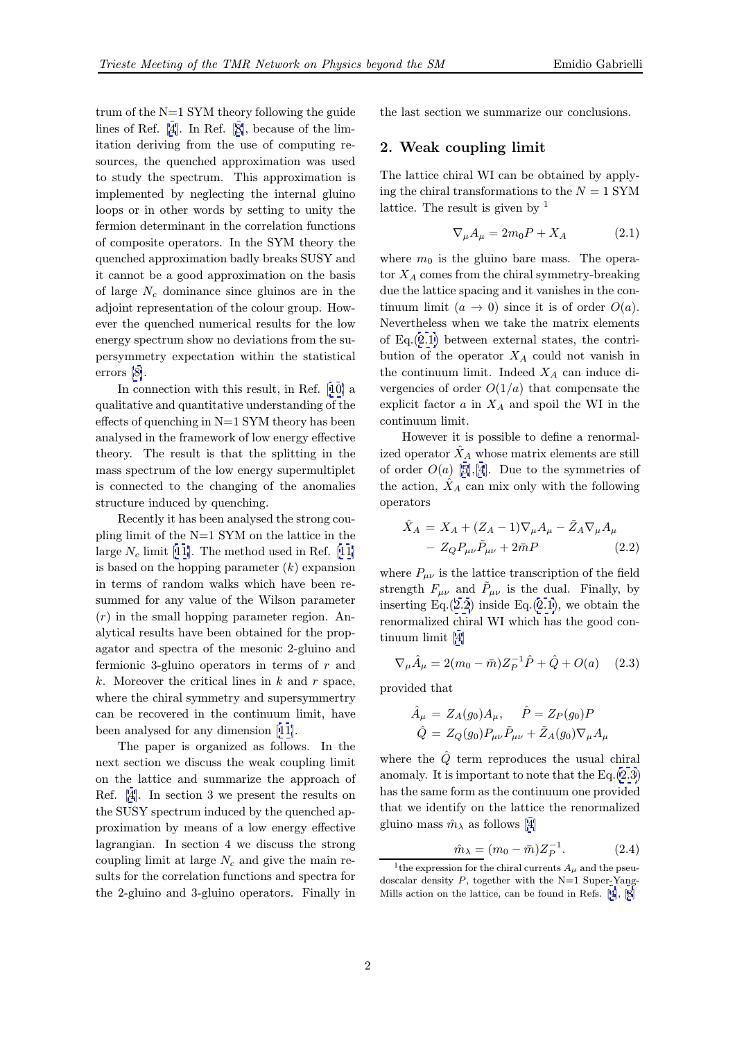trum of the N=1 SYM theory following the guide lines of Ref. [4]. In Ref. [8], because of the limitation deriving from the use of computing resources, the quenched approximation was used to study the spectrum. This approximation is implemented by neglecting the internal gluino loops or in other words by setting to unity the fermion determinant in the correlation functions of composite operators. In the SYM theory the quenched approximation badly breaks SUSY and it cannot be a good approximation on the basis of large $N_c$ dominance since gluinos are in the adjoint representation of the colour group. However the quenched numerical results for the low energy spectrum show no deviations from the supersymmetry expectation within the statistical errors [8].

In connection with this result, in Ref. [10] a qualitative and quantitative understanding of the effects of quenching in N=1 SYM theory has been analysed in the framework of low energy effective theory. The result is that the splitting in the mass spectrum of the low energy supermultiplet is connected to the changing of the anomalies structure induced by quenching.

Recently it has been analysed the strong coupling limit of the N=1 SYM on the lattice in the large $N_c$ limit [11]. The method used in Ref. [11] is based on the hopping parameter ($k$) expansion in terms of random walks which have been resummed for any value of the Wilson parameter ($r$) in the small hopping parameter region. Analytical results have been obtained for the propagator and spectra of the mesonic 2-gluino and fermionic 3-gluino operators in terms of $r$ and $k$. Moreover the critical lines in $k$ and $r$ space, where the chiral symmetry and supersymmertry can be recovered in the continuum limit, have been analysed for any dimension [11].

The paper is organized as follows. In the next section we discuss the weak coupling limit on the lattice and summarize the approach of Ref. [4]. In section 3 we present the results on the SUSY spectrum induced by the quenched approximation by means of a low energy effective lagrangian. In section 4 we discuss the strong coupling limit at large $N_c$ and give the main results for the correlation functions and spectra for the 2-gluino and 3-gluino operators. Finally in the last section we summarize our conclusions.

## 2. Weak coupling limit

The lattice chiral WI can be obtained by applying the chiral transformations to the $N = 1$ SYM lattice. The result is given by [1]

$$\nabla_\mu A_\mu = 2m_0 P + X_A \tag{2.1}$$

where $m_0$ is the gluino bare mass. The operator $X_A$ comes from the chiral symmetry-breaking due the lattice spacing and it vanishes in the continuum limit ($a \to 0$) since it is of order $O(a)$. Nevertheless when we take the matrix elements of Eq.(2.1) between external states, the contribution of the operator $X_A$ could not vanish in the continuum limit. Indeed $X_A$ can induce divergencies of order $O(1/a)$ that compensate the explicit factor $a$ in $X_A$ and spoil the WI in the continuum limit.

However it is possible to define a renormalized operator $\hat{X}_A$ whose matrix elements are still of order $O(a)$ [5],[4]. Due to the symmetries of the action, $\hat{X}_A$ can mix only with the following operators

$$\begin{aligned}\hat{X}_A &= X_A + (Z_A - 1)\nabla_\mu A_\mu - \tilde{Z}_A \nabla_\mu A_\mu \\ &- Z_Q P_{\mu\nu}\tilde{P}_{\mu\nu} + 2\bar{m}P\end{aligned} \tag{2.2}$$

where $P_{\mu\nu}$ is the lattice transcription of the field strength $F_{\mu\nu}$ and $\tilde{P}_{\mu\nu}$ is the dual. Finally, by inserting Eq.(2.2) inside Eq.(2.1), we obtain the renormalized chiral WI which has the good continuum limit [4]

$$\nabla_\mu \hat{A}_\mu = 2(m_0 - \bar{m})Z_P^{-1}\hat{P} + \hat{Q} + O(a) \tag{2.3}$$

provided that

$$\begin{aligned}\hat{A}_\mu &= Z_A(g_0)A_\mu, \quad \hat{P} = Z_P(g_0)P \\ \hat{Q} &= Z_Q(g_0)P_{\mu\nu}\tilde{P}_{\mu\nu} + \tilde{Z}_A(g_0)\nabla_\mu A_\mu\end{aligned}$$

where the $\hat{Q}$ term reproduces the usual chiral anomaly. It is important to note that the Eq.(2.3) has the same form as the continuum one provided that we identify on the lattice the renormalized gluino mass $\hat{m}_\lambda$ as follows [4]

$$\hat{m}_\lambda = (m_0 - \bar{m})Z_P^{-1}. \tag{2.4}$$

[1] the expression for the chiral currents $A_\mu$ and the pseudoscalar density $P$, together with the N=1 Super-Yang-Mills action on the lattice, can be found in Refs. [4], [8]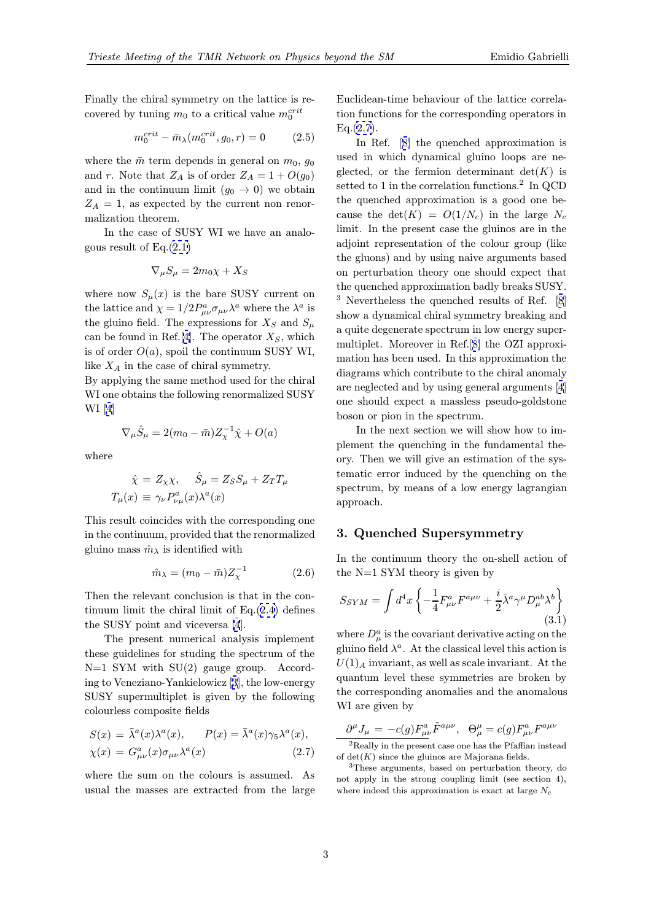Finally the chiral symmetry on the lattice is recovered by tuning $m_0$ to a critical value $m_0^{crit}$

$$m_0^{crit} - \bar{m}_\lambda(m_0^{crit}, g_0, r) = 0 \qquad (2.5)$$

where the $\bar{m}$ term depends in general on $m_0$, $g_0$ and $r$. Note that $Z_A$ is of order $Z_A = 1 + O(g_0)$ and in the continuum limit ($g_0 \to 0$) we obtain $Z_A = 1$, as expected by the current non renormalization theorem.

In the case of SUSY WI we have an analogous result of Eq.(2.1)

$$\nabla_\mu S_\mu = 2m_0\chi + X_S$$

where now $S_\mu(x)$ is the bare SUSY current on the lattice and $\chi = 1/2 P^a_{\mu\nu}\sigma_{\mu\nu}\lambda^a$ where the $\lambda^a$ is the gluino field. The expressions for $X_S$ and $S_\mu$ can be found in Ref.[4]. The operator $X_S$, which is of order $O(a)$, spoil the continuum SUSY WI, like $X_A$ in the case of chiral symmetry.
By applying the same method used for the chiral WI one obtains the following renormalized SUSY WI [4]

$$\nabla_\mu \hat{S}_\mu = 2(m_0 - \bar{m})Z_\chi^{-1}\hat{\chi} + O(a)$$

where

$$\hat{\chi} = Z_\chi \chi, \qquad \hat{S}_\mu = Z_S S_\mu + Z_T T_\mu$$
$$T_\mu(x) \equiv \gamma_\nu P^a_{\nu\mu}(x)\lambda^a(x)$$

This result coincides with the corresponding one in the continuum, provided that the renormalized gluino mass $\hat{m}_\lambda$ is identified with

$$\hat{m}_\lambda = (m_0 - \bar{m})Z_\chi^{-1} \qquad (2.6)$$

Then the relevant conclusion is that in the continuum limit the chiral limit of Eq.(2.4) defines the SUSY point and viceversa [4].

The present numerical analysis implement these guidelines for studing the spectrum of the N=1 SYM with SU(2) gauge group. According to Veneziano-Yankielowicz [3], the low-energy SUSY supermultiplet is given by the following colourless composite fields

$$S(x) = \bar{\lambda}^a(x)\lambda^a(x), \qquad P(x) = \bar{\lambda}^a(x)\gamma_5\lambda^a(x),$$
$$\chi(x) = G^a_{\mu\nu}(x)\sigma_{\mu\nu}\lambda^a(x) \qquad (2.7)$$

where the sum on the colours is assumed. As usual the masses are extracted from the large Euclidean-time behaviour of the lattice correlation functions for the corresponding operators in Eq.(2.7).

In Ref. [8] the quenched approximation is used in which dynamical gluino loops are neglected, or the fermion determinant $\det(K)$ is setted to 1 in the correlation functions.[2] In QCD the quenched approximation is a good one because the $\det(K) = O(1/N_c)$ in the large $N_c$ limit. In the present case the gluinos are in the adjoint representation of the colour group (like the gluons) and by using naive arguments based on perturbation theory one should expect that the quenched approximation badly breaks SUSY.[3] Nevertheless the quenched results of Ref. [8] show a dynamical chiral symmetry breaking and a quite degenerate spectrum in low energy supermultiplet. Moreover in Ref.[8] the OZI approximation has been used. In this approximation the diagrams which contribute to the chiral anomaly are neglected and by using general arguments [4] one should expect a massless pseudo-goldstone boson or pion in the spectrum.

In the next section we will show how to implement the quenching in the fundamental theory. Then we will give an estimation of the systematic error induced by the quenching on the spectrum, by means of a low energy lagrangian approach.

## 3. Quenched Supersymmetry

In the continuum theory the on-shell action of the N=1 SYM theory is given by

$$S_{SYM} = \int d^4x \left\{ -\frac{1}{4}F^a_{\mu\nu}F^{a\mu\nu} + \frac{i}{2}\bar{\lambda}^a\gamma^\mu D^{ab}_\mu\lambda^b \right\} \qquad (3.1)$$

where $D^a_\mu$ is the covariant derivative acting on the gluino field $\lambda^a$. At the classical level this action is $U(1)_A$ invariant, as well as scale invariant. At the quantum level these symmetries are broken by the corresponding anomalies and the anomalous WI are given by

$$\partial^\mu J_\mu = -c(g)F^a_{\mu\nu}\tilde{F}^{a\mu\nu}, \quad \Theta^\mu_\mu = c(g)F^a_{\mu\nu}F^{a\mu\nu}$$

[2] Really in the present case one has the Pfaffian instead of $\det(K)$ since the gluinos are Majorana fields.

[3] These arguments, based on perturbation theory, do not apply in the strong coupling limit (see section 4), where indeed this approximation is exact at large $N_c$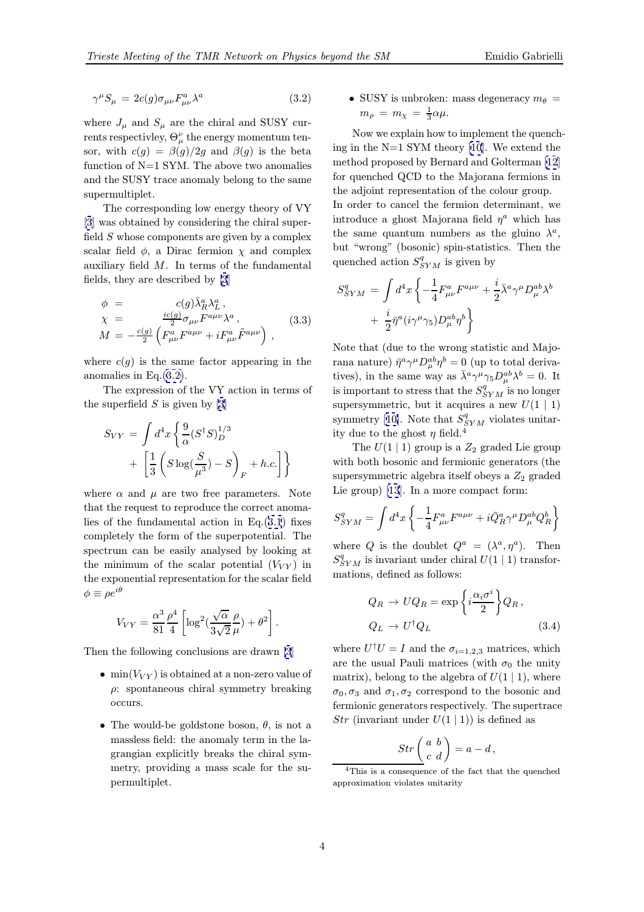$$\gamma^\mu S_\mu = 2c(g)\sigma_{\mu\nu}F^a_{\mu\nu}\lambda^a \tag{3.2}$$

where $J_\mu$ and $S_\mu$ are the chiral and SUSY currents respectivley, $\Theta^\nu_\mu$ the energy momentum tensor, with $c(g) = \beta(g)/2g$ and $\beta(g)$ is the beta function of N=1 SYM. The above two anomalies and the SUSY trace anomaly belong to the same supermultiplet.

The corresponding low energy theory of VY [3] was obtained by considering the chiral superfield $S$ whose components are given by a complex scalar field $\phi$, a Dirac fermion $\chi$ and complex auxiliary field $M$. In terms of the fundamental fields, they are described by [3]

$$\begin{aligned}
\phi &= c(g)\bar{\lambda}^a_R\lambda^a_L\,,\\
\chi &= \frac{ic(g)}{2}\sigma_{\mu\nu}F^{a\mu\nu}\lambda^a\,,\\
M &= -\frac{c(g)}{2}\left(F^a_{\mu\nu}F^{a\mu\nu} + iF^a_{\mu\nu}\tilde{F}^{a\mu\nu}\right)\,,
\end{aligned} \tag{3.3}$$

where $c(g)$ is the same factor appearing in the anomalies in Eq.(3.2).

The expression of the VY action in terms of the superfield $S$ is given by [3]

$$S_{VY} = \int d^4x \left\{ \frac{9}{\alpha}(S^\dagger S)^{1/3}_D + \left[ \frac{1}{3}\left( S\log(\frac{S}{\mu^3}) - S\right)_F + h.c.\right]\right\}$$

where $\alpha$ and $\mu$ are two free parameters. Note that the request to reproduce the correct anomalies of the fundamental action in Eq.(3.1) fixes completely the form of the superpotential. The spectrum can be easily analysed by looking at the minimum of the scalar potential ($V_{VY}$) in the exponential representation for the scalar field $\phi \equiv \rho e^{i\theta}$

$$V_{VY} = \frac{\alpha^3}{81}\frac{\rho^4}{4}\left[\log^2(\frac{\sqrt{\alpha}}{3\sqrt{2}}\frac{\rho}{\mu}) + \theta^2\right].$$

Then the following conclusions are drawn [3]

- $\min(V_{VY})$ is obtained at a non-zero value of $\rho$: spontaneous chiral symmetry breaking occurs.
- The would-be goldstone boson, $\theta$, is not a massless field: the anomaly term in the lagrangian explicitly breaks the chiral symmetry, providing a mass scale for the supermultiplet.
- SUSY is unbroken: mass degeneracy $m_\theta = m_\rho = m_\chi = \frac{1}{3}\alpha\mu$.

Now we explain how to implement the quenching in the N=1 SYM theory [10]. We extend the method proposed by Bernard and Golterman [12] for quenched QCD to the Majorana fermions in the adjoint representation of the colour group. In order to cancel the fermion determinant, we introduce a ghost Majorana field $\eta^a$ which has the same quantum numbers as the gluino $\lambda^a$, but "wrong" (bosonic) spin-statistics. Then the quenched action $S^q_{SYM}$ is given by

$$S^q_{SYM} = \int d^4x \left\{ -\frac{1}{4}F^a_{\mu\nu}F^{a\mu\nu} + \frac{i}{2}\bar{\lambda}^a\gamma^\mu D^{ab}_\mu\lambda^b + \frac{i}{2}\bar{\eta}^a(i\gamma^\mu\gamma_5)D^{ab}_\mu\eta^b \right\}$$

Note that (due to the wrong statistic and Majorana nature) $\bar{\eta}^a\gamma^\mu D^{ab}_\mu\eta^b = 0$ (up to total derivatives), in the same way as $\bar{\lambda}^a\gamma^\mu\gamma_5 D^{ab}_\mu\lambda^b = 0$. It is important to stress that the $S^q_{SYM}$ is no longer supersymmetric, but it acquires a new $U(1\mid 1)$ symmetry [10]. Note that $S^q_{SYM}$ violates unitarity due to the ghost $\eta$ field.[4]

The $U(1\mid 1)$ group is a $Z_2$ graded Lie group with both bosonic and fermionic generators (the supersymmetric algebra itself obeys a $Z_2$ graded Lie group) [13]. In a more compact form:

$$S^q_{SYM} = \int d^4x \left\{ -\frac{1}{4}F^a_{\mu\nu}F^{a\mu\nu} + i\bar{Q}^a_R\gamma^\mu D^{ab}_\mu Q^b_R \right\}$$

where $Q$ is the doublet $Q^a = (\lambda^a, \eta^a)$. Then $S^q_{SYM}$ is invariant under chiral $U(1\mid 1)$ transformations, defined as follows:

$$\begin{aligned}
Q_R &\to UQ_R = \exp\left\{ i\frac{\alpha_i\sigma^i}{2}\right\}Q_R\,,\\
Q_L &\to U^\dagger Q_L
\end{aligned} \tag{3.4}$$

where $U^\dagger U = I$ and the $\sigma_{i=1,2,3}$ matrices, which are the usual Pauli matrices (with $\sigma_0$ the unity matrix), belong to the algebra of $U(1\mid 1)$, where $\sigma_0, \sigma_3$ and $\sigma_1, \sigma_2$ correspond to the bosonic and fermionic generators respectively. The supertrace $Str$ (invariant under $U(1\mid 1)$) is defined as

$$Str\begin{pmatrix} a & b \\ c & d \end{pmatrix} = a - d\,,$$

[4] This is a consequence of the fact that the quenched approximation violates unitarity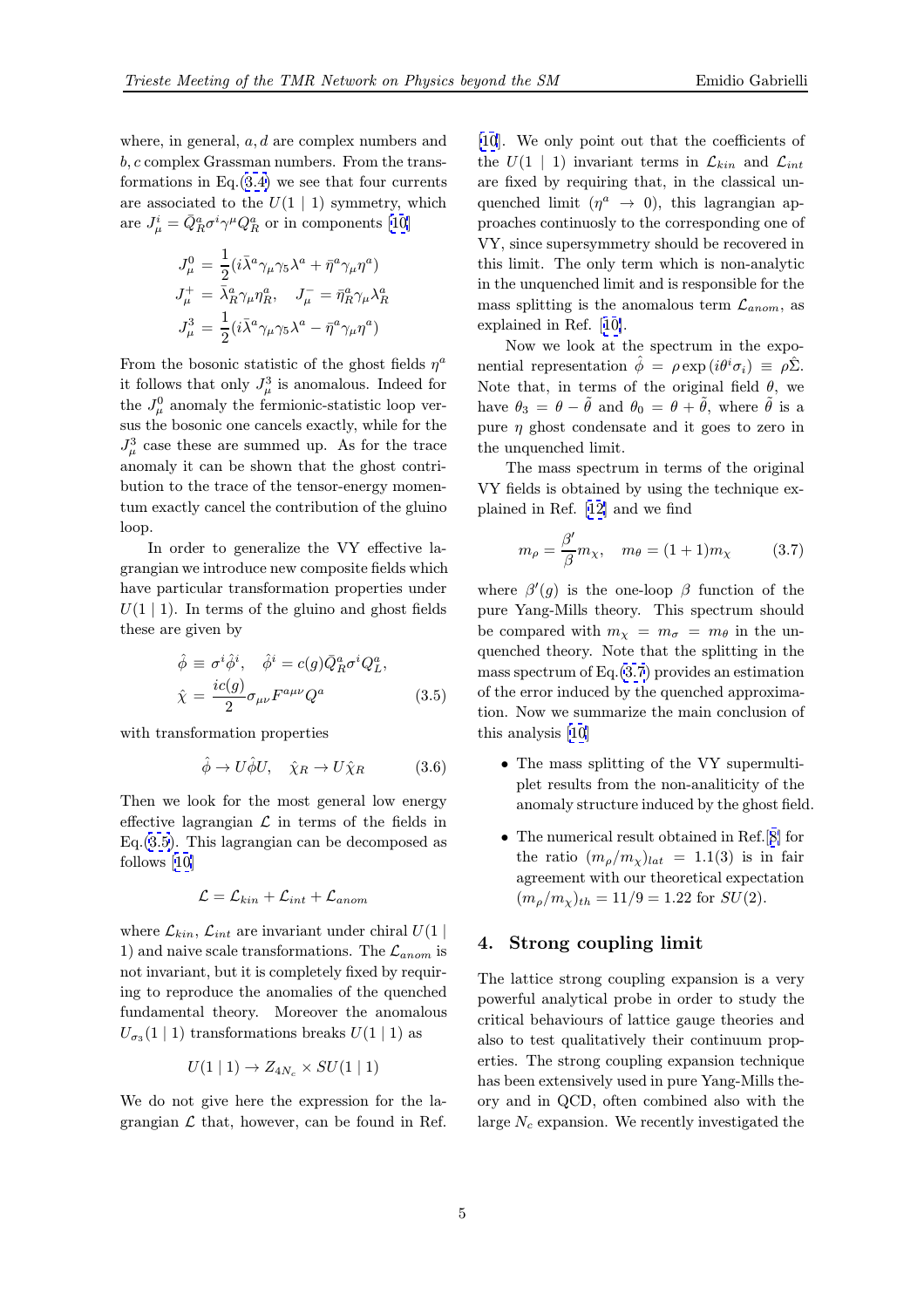where, in general, $a, d$ are complex numbers and $b, c$ complex Grassman numbers. From the transformations in Eq.(3.4) we see that four currents are associated to the $U(1 \mid 1)$ symmetry, which are $J^i_\mu = \bar{Q}^a_R \sigma^i \gamma^\mu Q^a_R$ or in components [10]

$$
\begin{aligned}
J^0_\mu &= \frac{1}{2}(i\bar{\lambda}^a \gamma_\mu \gamma_5 \lambda^a + \bar{\eta}^a \gamma_\mu \eta^a) \\
J^+_\mu &= \bar{\lambda}^a_R \gamma_\mu \eta^a_R, \quad J^-_\mu = \bar{\eta}^a_R \gamma_\mu \lambda^a_R \\
J^3_\mu &= \frac{1}{2}(i\bar{\lambda}^a \gamma_\mu \gamma_5 \lambda^a - \bar{\eta}^a \gamma_\mu \eta^a)
\end{aligned}
$$

From the bosonic statistic of the ghost fields $\eta^a$ it follows that only $J^3_\mu$ is anomalous. Indeed for the $J^0_\mu$ anomaly the fermionic-statistic loop versus the bosonic one cancels exactly, while for the $J^3_\mu$ case these are summed up. As for the trace anomaly it can be shown that the ghost contribution to the trace of the tensor-energy momentum exactly cancel the contribution of the gluino loop.

In order to generalize the VY effective lagrangian we introduce new composite fields which have particular transformation properties under $U(1 \mid 1)$. In terms of the gluino and ghost fields these are given by

$$
\begin{aligned}
\hat{\phi} &\equiv \sigma^i \hat{\phi}^i, \quad \hat{\phi}^i = c(g) \bar{Q}^a_R \sigma^i Q^a_L, \\
\hat{\chi} &= \frac{ic(g)}{2} \sigma_{\mu\nu} F^{a\mu\nu} Q^a
\end{aligned}
\tag{3.5}
$$

with transformation properties

$$
\hat{\phi} \to U \hat{\phi} U, \quad \hat{\chi}_R \to U \hat{\chi}_R \tag{3.6}
$$

Then we look for the most general low energy effective lagrangian $\mathcal{L}$ in terms of the fields in Eq.(3.5). This lagrangian can be decomposed as follows [10]

$$
\mathcal{L} = \mathcal{L}_{kin} + \mathcal{L}_{int} + \mathcal{L}_{anom}
$$

where $\mathcal{L}_{kin}$, $\mathcal{L}_{int}$ are invariant under chiral $U(1 \mid 1)$ and naive scale transformations. The $\mathcal{L}_{anom}$ is not invariant, but it is completely fixed by requiring to reproduce the anomalies of the quenched fundamental theory. Moreover the anomalous $U_{\sigma_3}(1 \mid 1)$ transformations breaks $U(1 \mid 1)$ as

$$
U(1 \mid 1) \to Z_{4N_c} \times SU(1 \mid 1)
$$

We do not give here the expression for the lagrangian $\mathcal{L}$ that, however, can be found in Ref. [10]. We only point out that the coefficients of the $U(1 \mid 1)$ invariant terms in $\mathcal{L}_{kin}$ and $\mathcal{L}_{int}$ are fixed by requiring that, in the classical unquenched limit ($\eta^a \to 0$), this lagrangian approaches continuosly to the corresponding one of VY, since supersymmetry should be recovered in this limit. The only term which is non-analytic in the unquenched limit and is responsible for the mass splitting is the anomalous term $\mathcal{L}_{anom}$, as explained in Ref. [10].

Now we look at the spectrum in the exponential representation $\hat{\phi} = \rho \exp(i\theta^i \sigma_i) \equiv \rho \hat{\Sigma}$. Note that, in terms of the original field $\theta$, we have $\theta_3 = \theta - \tilde{\theta}$ and $\theta_0 = \theta + \tilde{\theta}$, where $\tilde{\theta}$ is a pure $\eta$ ghost condensate and it goes to zero in the unquenched limit.

The mass spectrum in terms of the original VY fields is obtained by using the technique explained in Ref. [12] and we find

$$
m_\rho = \frac{\beta'}{\beta} m_\chi, \quad m_\theta = (1+1) m_\chi \tag{3.7}
$$

where $\beta'(g)$ is the one-loop $\beta$ function of the pure Yang-Mills theory. This spectrum should be compared with $m_\chi = m_\sigma = m_\theta$ in the unquenched theory. Note that the splitting in the mass spectrum of Eq.(3.7) provides an estimation of the error induced by the quenched approximation. Now we summarize the main conclusion of this analysis [10]

- The mass splitting of the VY supermultiplet results from the non-analiticity of the anomaly structure induced by the ghost field.
- The numerical result obtained in Ref.[8] for the ratio $(m_\rho/m_\chi)_{lat} = 1.1(3)$ is in fair agreement with our theoretical expectation $(m_\rho/m_\chi)_{th} = 11/9 = 1.22$ for $SU(2)$.

## 4. Strong coupling limit

The lattice strong coupling expansion is a very powerful analytical probe in order to study the critical behaviours of lattice gauge theories and also to test qualitatively their continuum properties. The strong coupling expansion technique has been extensively used in pure Yang-Mills theory and in QCD, often combined also with the large $N_c$ expansion. We recently investigated the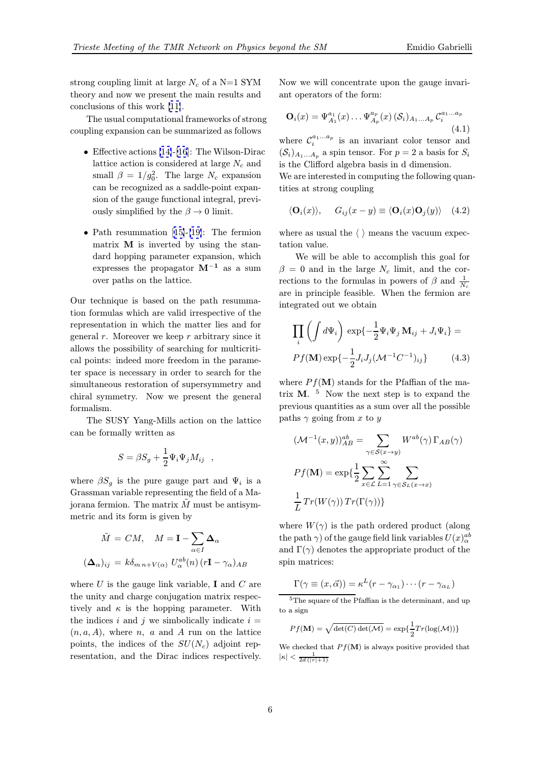strong coupling limit at large $N_c$ of a N=1 SYM theory and now we present the main results and conclusions of this work [11].

The usual computational frameworks of strong coupling expansion can be summarized as follows

- Effective actions [14]-[16]: The Wilson-Dirac lattice action is considered at large $N_c$ and small $\beta = 1/g_0^2$. The large $N_c$ expansion can be recognized as a saddle-point expansion of the gauge functional integral, previously simplified by the $\beta \to 0$ limit.
- Path resummation [15]-[19]: The fermion matrix $\mathbf{M}$ is inverted by using the standard hopping parameter expansion, which expresses the propagator $\mathbf{M^{-1}}$ as a sum over paths on the lattice.

Our technique is based on the path resummation formulas which are valid irrespective of the representation in which the matter lies and for general $r$. Moreover we keep $r$ arbitrary since it allows the possibility of searching for multicritical points: indeed more freedom in the parameter space is necessary in order to search for the simultaneous restoration of supersymmetry and chiral symmetry. Now we present the general formalism.

The SUSY Yang-Mills action on the lattice can be formally written as

$$S = \beta S_g + \frac{1}{2}\Psi_i \Psi_j M_{ij} \quad ,$$

where $\beta S_g$ is the pure gauge part and $\Psi_i$ is a Grassman variable representing the field of a Majorana fermion. The matrix $\tilde{M}$ must be antisymmetric and its form is given by

$$\tilde{M} = CM, \quad M = \mathbf{I} - \sum_{\alpha \in I} \mathbf{\Delta}_\alpha$$

$$(\mathbf{\Delta}_\alpha)_{ij} = k \delta_{m\, n+V(\alpha)}\, U_\alpha^{ab}(n)\, (r\mathbf{I} - \gamma_\alpha)_{AB}$$

where $U$ is the gauge link variable, $\mathbf{I}$ and $C$ are the unity and charge conjugation matrix respectively and $\kappa$ is the hopping parameter. With the indices $i$ and $j$ we simbolically indicate $i = (n, a, A)$, where $n$, $a$ and $A$ run on the lattice points, the indices of the $SU(N_c)$ adjoint representation, and the Dirac indices respectively.

Now we will concentrate upon the gauge invariant operators of the form:

$$\mathbf{O}_i(x) = \Psi_{A_1}^{a_1}(x) \ldots \Psi_{A_p}^{a_p}(x)\, (\mathcal{S}_i)_{A_1 \ldots A_p}\, \mathcal{C}_i^{a_1 \ldots a_p} \tag{4.1}$$

where $\mathcal{C}_i^{a_1 \ldots a_p}$ is an invariant color tensor and $(\mathcal{S}_i)_{A_1 \ldots A_p}$ a spin tensor. For $p = 2$ a basis for $S_i$ is the Clifford algebra basis in d dimension.
We are interested in computing the following quantities at strong coupling

$$\langle \mathbf{O}_i(x) \rangle, \qquad G_{ij}(x-y) \equiv \langle \mathbf{O}_i(x) \mathbf{O}_j(y) \rangle \tag{4.2}$$

where as usual the $\langle\ \rangle$ means the vacuum expectation value.

We will be able to accomplish this goal for $\beta = 0$ and in the large $N_c$ limit, and the corrections to the formulas in powers of $\beta$ and $\frac{1}{N_c}$ are in principle feasible. When the fermion are integrated out we obtain

$$\prod_i \left( \int d\Psi_i \right)\, \exp\{-\frac{1}{2}\Psi_i \Psi_j\, \mathbf{M}_{ij} + J_i \Psi_i\} =$$
$$Pf(\mathbf{M}) \exp\{-\frac{1}{2} J_i J_j (\mathcal{M}^{-1} C^{-1})_{ij}\} \tag{4.3}$$

where $Pf(\mathbf{M})$ stands for the Pfaffian of the matrix $\mathbf{M}$. [5] Now the next step is to expand the previous quantities as a sum over all the possible paths $\gamma$ going from $x$ to $y$

$$(\mathcal{M}^{-1}(x,y))_{AB}^{ab} = \sum_{\gamma \in \mathcal{S}(x \to y)} W^{ab}(\gamma)\, \Gamma_{AB}(\gamma)$$

$$Pf(\mathbf{M}) = \exp\{\frac{1}{2} \sum_{x \in \mathcal{L}} \sum_{L=1}^{\infty} \sum_{\gamma \in \mathcal{S}_L(x \to x)} \frac{1}{L}\, Tr(W(\gamma))\, Tr(\Gamma(\gamma))\}$$

where $W(\gamma)$ is the path ordered product (along the path $\gamma$) of the gauge field link variables $U(x)_\alpha^{ab}$ and $\Gamma(\gamma)$ denotes the appropriate product of the spin matrices:

$$\Gamma(\gamma \equiv (x, \vec{\alpha})) = \kappa^L (r - \gamma_{\alpha_1}) \cdots (r - \gamma_{\alpha_L})$$

[5] The square of the Pfaffian is the determinant, and up to a sign

$$Pf(\mathbf{M}) = \sqrt{\det(C)\det(\mathcal{M})} = \exp\{\frac{1}{2} Tr(\log(\mathcal{M}))\}$$

We checked that $Pf(\mathbf{M})$ is always positive provided that $|\kappa| < \frac{1}{2d\,(|r|+1)}$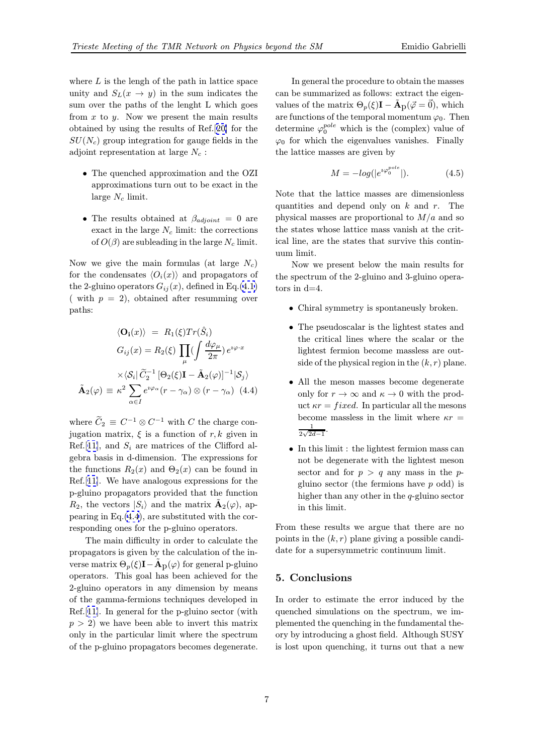where $L$ is the lengh of the path in lattice space unity and $S_L(x \to y)$ in the sum indicates the sum over the paths of the lenght L which goes from $x$ to $y$. Now we present the main results obtained by using the results of Ref.[20] for the $SU(N_c)$ group integration for gauge fields in the adjoint representation at large $N_c$ :

- The quenched approximation and the OZI approximations turn out to be exact in the large $N_c$ limit.
- The results obtained at $\beta_{adjoint} = 0$ are exact in the large $N_c$ limit: the corrections of $O(\beta)$ are subleading in the large $N_c$ limit.

Now we give the main formulas (at large $N_c$) for the condensates $\langle O_i(x)\rangle$ and propagators of the 2-gluino operators $G_{ij}(x)$, defined in Eq.(4.1) ( with $p = 2$), obtained after resumming over paths:

$$
\begin{aligned}
\langle \mathbf{O_i}(x)\rangle &= R_1(\xi) Tr(\hat{S}_i) \\
G_{ij}(x) &= R_2(\xi) \prod_\mu (\int \frac{d\varphi_\mu}{2\pi}) \, e^{\imath \varphi\cdot x} \\
&\times \langle \mathcal{S}_i | \, \widetilde{C}_2^{-1} \, [\Theta_2(\xi)\mathbf{I} - \tilde{\mathbf{A}}_2(\varphi)]^{-1} |\mathcal{S}_j\rangle \\
\tilde{\mathbf{A}}_2(\varphi) &\equiv \kappa^2 \sum_{\alpha \in I} e^{\imath\varphi_\alpha}(r-\gamma_\alpha)\otimes(r-\gamma_\alpha) \quad (4.4)
\end{aligned}
$$

where $\widetilde{C}_2 \equiv C^{-1}\otimes C^{-1}$ with $C$ the charge conjugation matrix, $\xi$ is a function of $r, k$ given in Ref.[11], and $S_i$ are matrices of the Clifford algebra basis in d-dimension. The expressions for the functions $R_2(x)$ and $\Theta_2(x)$ can be found in Ref.[11]. We have analogous expressions for the p-gluino propagators provided that the function $R_2$, the vectors $|S_i\rangle$ and the matrix $\tilde{\mathbf{A}}_2(\varphi)$, appearing in Eq.(4.4), are substituted with the corresponding ones for the p-gluino operators.

The main difficulty in order to calculate the propagators is given by the calculation of the inverse matrix $\Theta_p(\xi)\mathbf{I} - \tilde{\mathbf{A}}_{\rm p}(\varphi)$ for general p-gluino operators. This goal has been achieved for the 2-gluino operators in any dimension by means of the gamma-fermions techniques developed in Ref.[11]. In general for the p-gluino sector (with $p > 2$) we have been able to invert this matrix only in the particular limit where the spectrum of the p-gluino propagators becomes degenerate.

In general the procedure to obtain the masses can be summarized as follows: extract the eigenvalues of the matrix $\Theta_p(\xi)\mathbf{I} - \tilde{\mathbf{A}}_{\rm p}(\vec{\varphi} = \vec{0})$, which are functions of the temporal momentum $\varphi_0$. Then determine $\varphi_0^{pole}$ which is the (complex) value of $\varphi_0$ for which the eigenvalues vanishes. Finally the lattice masses are given by

$$
M = -log(|e^{\imath\varphi_0^{pole}}|). \tag{4.5}
$$

Note that the lattice masses are dimensionless quantities and depend only on $k$ and $r$. The physical masses are proportional to $M/a$ and so the states whose lattice mass vanish at the critical line, are the states that survive this continuum limit.

Now we present below the main results for the spectrum of the 2-gluino and 3-gluino operators in d=4.

- Chiral symmetry is spontaneusly broken.
- The pseudoscalar is the lightest states and the critical lines where the scalar or the lightest fermion become massless are outside of the physical region in the $(k, r)$ plane.
- All the meson masses become degenerate only for $r \to \infty$ and $\kappa \to 0$ with the product $\kappa r = fixed$. In particular all the mesons become massless in the limit where $\kappa r = \frac{1}{2\sqrt{2d-1}}$.
- In this limit : the lightest fermion mass can not be degenerate with the lightest meson sector and for $p > q$ any mass in the $p$-gluino sector (the fermions have $p$ odd) is higher than any other in the $q$-gluino sector in this limit.

From these results we argue that there are no points in the $(k, r)$ plane giving a possible candidate for a supersymmetric continuum limit.

## 5. Conclusions

In order to estimate the error induced by the quenched simulations on the spectrum, we implemented the quenching in the fundamental theory by introducing a ghost field. Although SUSY is lost upon quenching, it turns out that a new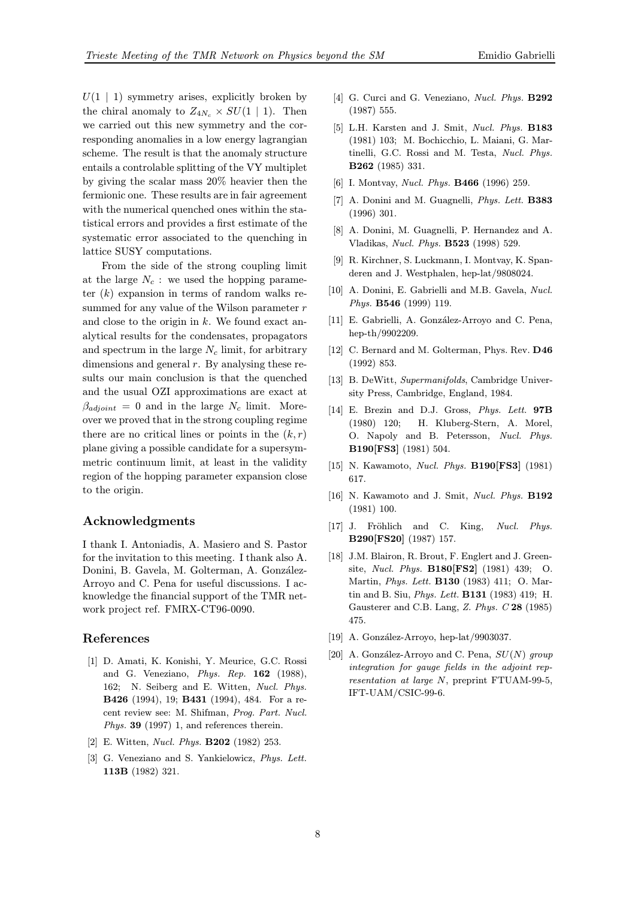$U(1 \mid 1)$ symmetry arises, explicitly broken by the chiral anomaly to $Z_{4N_c} \times SU(1 \mid 1)$. Then we carried out this new symmetry and the corresponding anomalies in a low energy lagrangian scheme. The result is that the anomaly structure entails a controlable splitting of the VY multiplet by giving the scalar mass 20% heavier then the fermionic one. These results are in fair agreement with the numerical quenched ones within the statistical errors and provides a first estimate of the systematic error associated to the quenching in lattice SUSY computations.

From the side of the strong coupling limit at the large $N_c$ : we used the hopping parameter ($k$) expansion in terms of random walks resummed for any value of the Wilson parameter $r$ and close to the origin in $k$. We found exact analytical results for the condensates, propagators and spectrum in the large $N_c$ limit, for arbitrary dimensions and general $r$. By analysing these results our main conclusion is that the quenched and the usual OZI approximations are exact at $\beta_{adjoint} = 0$ and in the large $N_c$ limit. Moreover we proved that in the strong coupling regime there are no critical lines or points in the $(k, r)$ plane giving a possible candidate for a supersymmetric continuum limit, at least in the validity region of the hopping parameter expansion close to the origin.

## Acknowledgments

I thank I. Antoniadis, A. Masiero and S. Pastor for the invitation to this meeting. I thank also A. Donini, B. Gavela, M. Golterman, A. González-Arroyo and C. Pena for useful discussions. I acknowledge the financial support of the TMR network project ref. FMRX-CT96-0090.

## References

[1] D. Amati, K. Konishi, Y. Meurice, G.C. Rossi and G. Veneziano, *Phys. Rep.* **162** (1988), 162; N. Seiberg and E. Witten, *Nucl. Phys.* **B426** (1994), 19; **B431** (1994), 484. For a recent review see: M. Shifman, *Prog. Part. Nucl. Phys.* **39** (1997) 1, and references therein.

[2] E. Witten, *Nucl. Phys.* **B202** (1982) 253.

[3] G. Veneziano and S. Yankielowicz, *Phys. Lett.* **113B** (1982) 321.

[4] G. Curci and G. Veneziano, *Nucl. Phys.* **B292** (1987) 555.

[5] L.H. Karsten and J. Smit, *Nucl. Phys.* **B183** (1981) 103; M. Bochicchio, L. Maiani, G. Martinelli, G.C. Rossi and M. Testa, *Nucl. Phys.* **B262** (1985) 331.

[6] I. Montvay, *Nucl. Phys.* **B466** (1996) 259.

[7] A. Donini and M. Guagnelli, *Phys. Lett.* **B383** (1996) 301.

[8] A. Donini, M. Guagnelli, P. Hernandez and A. Vladikas, *Nucl. Phys.* **B523** (1998) 529.

[9] R. Kirchner, S. Luckmann, I. Montvay, K. Spanderen and J. Westphalen, hep-lat/9808024.

[10] A. Donini, E. Gabrielli and M.B. Gavela, *Nucl. Phys.* **B546** (1999) 119.

[11] E. Gabrielli, A. González-Arroyo and C. Pena, hep-th/9902209.

[12] C. Bernard and M. Golterman, Phys. Rev. **D46** (1992) 853.

[13] B. DeWitt, *Supermanifolds*, Cambridge University Press, Cambridge, England, 1984.

[14] E. Brezin and D.J. Gross, *Phys. Lett.* **97B** (1980) 120; H. Kluberg-Stern, A. Morel, O. Napoly and B. Petersson, *Nucl. Phys.* **B190[FS3]** (1981) 504.

[15] N. Kawamoto, *Nucl. Phys.* **B190[FS3]** (1981) 617.

[16] N. Kawamoto and J. Smit, *Nucl. Phys.* **B192** (1981) 100.

[17] J. Fröhlich and C. King, *Nucl. Phys.* **B290[FS20]** (1987) 157.

[18] J.M. Blairon, R. Brout, F. Englert and J. Greensite, *Nucl. Phys.* **B180[FS2]** (1981) 439; O. Martin, *Phys. Lett.* **B130** (1983) 411; O. Martin and B. Siu, *Phys. Lett.* **B131** (1983) 419; H. Gausterer and C.B. Lang, *Z. Phys. C* **28** (1985) 475.

[19] A. González-Arroyo, hep-lat/9903037.

[20] A. González-Arroyo and C. Pena, *$SU(N)$ group integration for gauge fields in the adjoint representation at large N*, preprint FTUAM-99-5, IFT-UAM/CSIC-99-6.